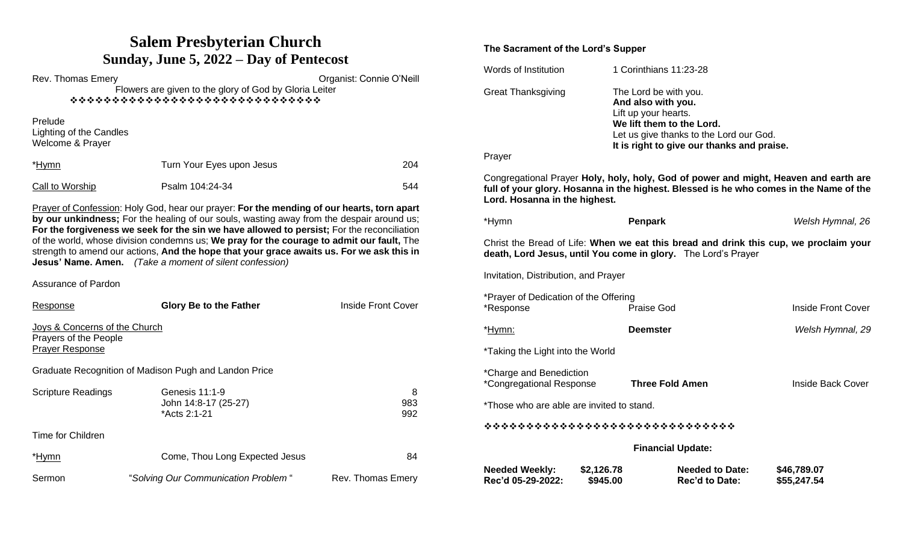# Salem Presbyterian Church

## Sunday, June 5, 2022 – Day of Pentecost

Rev. Thomas Emery Organist: Connie O'Neill

Flowers are given to the glory of God by Gloria Leiter

❖❖❖❖❖❖❖❖❖❖❖❖❖❖❖❖❖❖❖❖❖❖❖❖❖❖❖❖❖

Prelude
Lighting of the Candles
Welcome & Prayer

| | | |
|---|---|---|
| *Hymn | Turn Your Eyes upon Jesus | 204 |
| Call to Worship | Psalm 104:24-34 | 544 |

Prayer of Confession: Holy God, hear our prayer: **For the mending of our hearts, torn apart by our unkindness;** For the healing of our souls, wasting away from the despair around us; **For the forgiveness we seek for the sin we have allowed to persist;** For the reconciliation of the world, whose division condemns us; **We pray for the courage to admit our fault,** The strength to amend our actions, **And the hope that your grace awaits us. For we ask this in Jesus' Name. Amen.** *(Take a moment of silent confession)*

Assurance of Pardon

| | | |
|---|---|---|
| Response | **Glory Be to the Father** | Inside Front Cover |

Joys & Concerns of the Church
Prayers of the People
Prayer Response

Graduate Recognition of Madison Pugh and Landon Price

| | | |
|---|---|---|
| Scripture Readings | Genesis 11:1-9 | 8 |
| | John 14:8-17 (25-27) | 983 |
| | *Acts 2:1-21 | 992 |

Time for Children

| | | |
|---|---|---|
| *Hymn | Come, Thou Long Expected Jesus | 84 |
| Sermon | "*Solving Our Communication Problem* " | Rev. Thomas Emery |

**The Sacrament of the Lord's Supper**

Words of Institution — 1 Corinthians 11:23-28

Great Thanksgiving
The Lord be with you.
**And also with you.**
Lift up your hearts.
**We lift them to the Lord.**
Let us give thanks to the Lord our God.
**It is right to give our thanks and praise.**

Prayer

Congregational Prayer **Holy, holy, holy, God of power and might, Heaven and earth are full of your glory. Hosanna in the highest. Blessed is he who comes in the Name of the Lord. Hosanna in the highest.**

| | | |
|---|---|---|
| *Hymn | **Penpark** | *Welsh Hymnal, 26* |

Christ the Bread of Life: **When we eat this bread and drink this cup, we proclaim your death, Lord Jesus, until You come in glory.** The Lord's Prayer

Invitation, Distribution, and Prayer

*Prayer of Dedication of the Offering

| | | |
|---|---|---|
| *Response | Praise God | Inside Front Cover |
| *Hymn: | **Deemster** | *Welsh Hymnal, 29* |

*Taking the Light into the World

*Charge and Benediction

| | | |
|---|---|---|
| *Congregational Response | **Three Fold Amen** | Inside Back Cover |

*Those who are able are invited to stand.

❖❖❖❖❖❖❖❖❖❖❖❖❖❖❖❖❖❖❖❖❖❖❖❖❖❖❖❖❖

**Financial Update:**

| | | | |
|---|---|---|---|
| **Needed Weekly:** | **$2,126.78** | **Needed to Date:** | **$46,789.07** |
| **Rec'd 05-29-2022:** | **$945.00** | **Rec'd to Date:** | **$55,247.54** |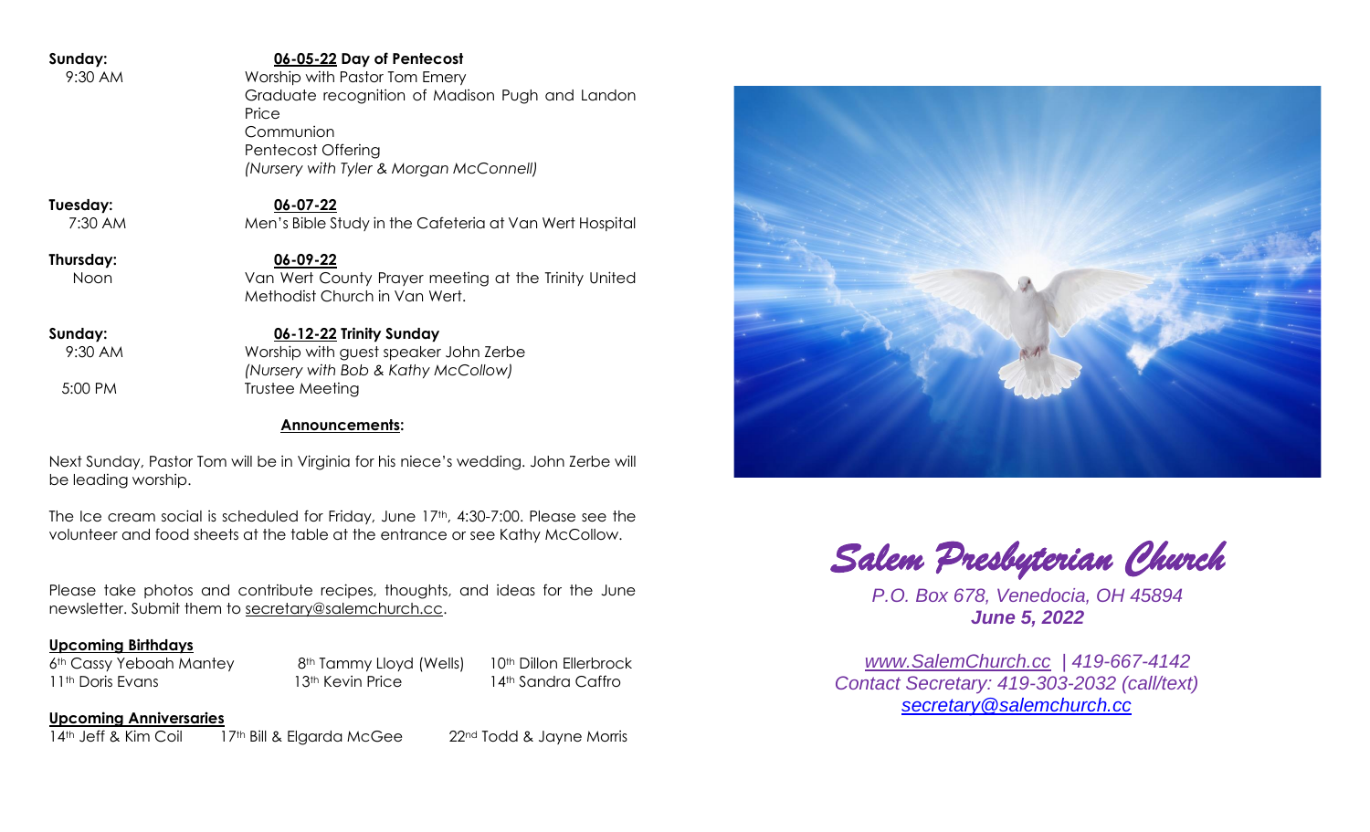**Sunday:** **06-05-22 Day of Pentecost**

9:30 AM — Worship with Pastor Tom Emery
Graduate recognition of Madison Pugh and Landon Price
Communion
Pentecost Offering
*(Nursery with Tyler & Morgan McConnell)*

**Tuesday:** **06-07-22**

7:30 AM — Men's Bible Study in the Cafeteria at Van Wert Hospital

**Thursday:** **06-09-22**

Noon — Van Wert County Prayer meeting at the Trinity United Methodist Church in Van Wert.

**Sunday:** **06-12-22 Trinity Sunday**

9:30 AM — Worship with guest speaker John Zerbe
*(Nursery with Bob & Kathy McCollow)*

5:00 PM — Trustee Meeting

## Announcements:

Next Sunday, Pastor Tom will be in Virginia for his niece's wedding. John Zerbe will be leading worship.

The Ice cream social is scheduled for Friday, June 17th, 4:30-7:00. Please see the volunteer and food sheets at the table at the entrance or see Kathy McCollow.

Please take photos and contribute recipes, thoughts, and ideas for the June newsletter. Submit them to secretary@salemchurch.cc.

**Upcoming Birthdays**

6th Cassy Yeboah Mantey — 8th Tammy Lloyd (Wells) — 10th Dillon Ellerbrock
11th Doris Evans — 13th Kevin Price — 14th Sandra Caffro

**Upcoming Anniversaries**

14th Jeff & Kim Coil — 17th Bill & Elgarda McGee — 22nd Todd & Jayne Morris

# *Salem Presbyterian Church*

*P.O. Box 678, Venedocia, OH 45894*
***June 5, 2022***

*www.SalemChurch.cc | 419-667-4142*
*Contact Secretary: 419-303-2032 (call/text)*
*secretary@salemchurch.cc*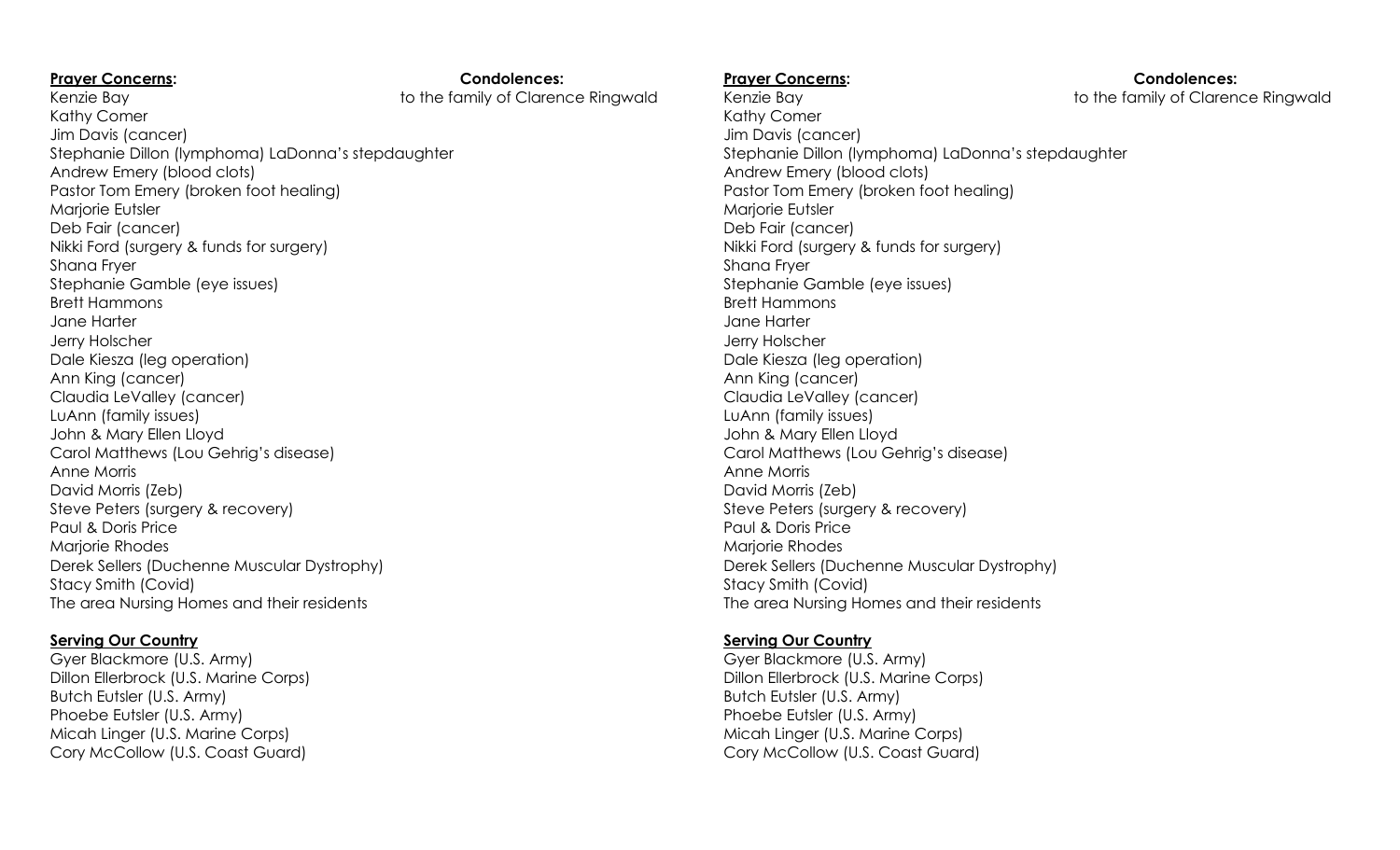**Prayer Concerns:**

Kenzie Bay
Kathy Comer
Jim Davis (cancer)
Stephanie Dillon (lymphoma) LaDonna's stepdaughter
Andrew Emery (blood clots)
Pastor Tom Emery (broken foot healing)
Marjorie Eutsler
Deb Fair (cancer)
Nikki Ford (surgery & funds for surgery)
Shana Fryer
Stephanie Gamble (eye issues)
Brett Hammons
Jane Harter
Jerry Holscher
Dale Kiesza (leg operation)
Ann King (cancer)
Claudia LeValley (cancer)
LuAnn (family issues)
John & Mary Ellen Lloyd
Carol Matthews (Lou Gehrig's disease)
Anne Morris
David Morris (Zeb)
Steve Peters (surgery & recovery)
Paul & Doris Price
Marjorie Rhodes
Derek Sellers (Duchenne Muscular Dystrophy)
Stacy Smith (Covid)
The area Nursing Homes and their residents

**Condolences:**

to the family of Clarence Ringwald

**Serving Our Country**

Gyer Blackmore (U.S. Army)
Dillon Ellerbrock (U.S. Marine Corps)
Butch Eutsler (U.S. Army)
Phoebe Eutsler (U.S. Army)
Micah Linger (U.S. Marine Corps)
Cory McCollow (U.S. Coast Guard)

**Prayer Concerns:**

Kenzie Bay
Kathy Comer
Jim Davis (cancer)
Stephanie Dillon (lymphoma) LaDonna's stepdaughter
Andrew Emery (blood clots)
Pastor Tom Emery (broken foot healing)
Marjorie Eutsler
Deb Fair (cancer)
Nikki Ford (surgery & funds for surgery)
Shana Fryer
Stephanie Gamble (eye issues)
Brett Hammons
Jane Harter
Jerry Holscher
Dale Kiesza (leg operation)
Ann King (cancer)
Claudia LeValley (cancer)
LuAnn (family issues)
John & Mary Ellen Lloyd
Carol Matthews (Lou Gehrig's disease)
Anne Morris
David Morris (Zeb)
Steve Peters (surgery & recovery)
Paul & Doris Price
Marjorie Rhodes
Derek Sellers (Duchenne Muscular Dystrophy)
Stacy Smith (Covid)
The area Nursing Homes and their residents

**Condolences:**

to the family of Clarence Ringwald

**Serving Our Country**

Gyer Blackmore (U.S. Army)
Dillon Ellerbrock (U.S. Marine Corps)
Butch Eutsler (U.S. Army)
Phoebe Eutsler (U.S. Army)
Micah Linger (U.S. Marine Corps)
Cory McCollow (U.S. Coast Guard)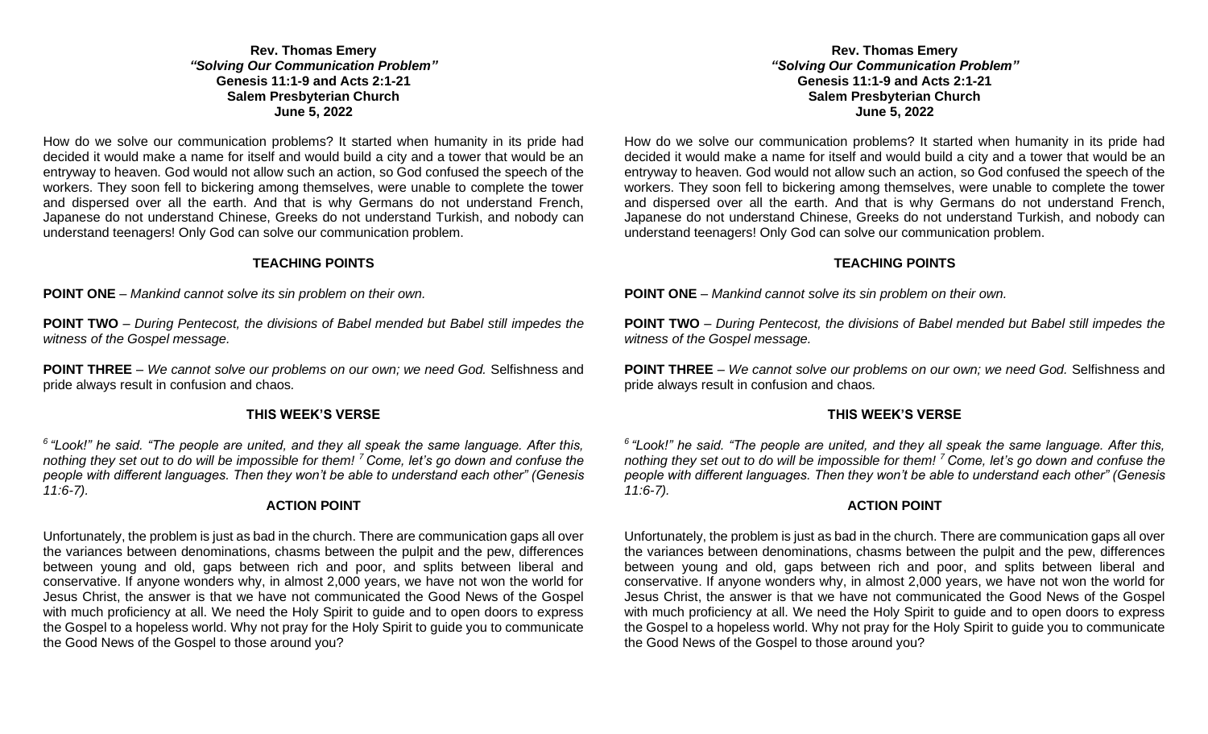**Rev. Thomas Emery**
***"Solving Our Communication Problem"***
**Genesis 11:1-9 and Acts 2:1-21**
**Salem Presbyterian Church**
**June 5, 2022**

How do we solve our communication problems? It started when humanity in its pride had decided it would make a name for itself and would build a city and a tower that would be an entryway to heaven. God would not allow such an action, so God confused the speech of the workers. They soon fell to bickering among themselves, were unable to complete the tower and dispersed over all the earth. And that is why Germans do not understand French, Japanese do not understand Chinese, Greeks do not understand Turkish, and nobody can understand teenagers! Only God can solve our communication problem.

## TEACHING POINTS

**POINT ONE** – *Mankind cannot solve its sin problem on their own.*

**POINT TWO** – *During Pentecost, the divisions of Babel mended but Babel still impedes the witness of the Gospel message.*

**POINT THREE** – *We cannot solve our problems on our own; we need God.* Selfishness and pride always result in confusion and chaos.

## THIS WEEK'S VERSE

*[6] "Look!" he said. "The people are united, and they all speak the same language. After this, nothing they set out to do will be impossible for them! [7] Come, let's go down and confuse the people with different languages. Then they won't be able to understand each other" (Genesis 11:6-7).*

## ACTION POINT

Unfortunately, the problem is just as bad in the church. There are communication gaps all over the variances between denominations, chasms between the pulpit and the pew, differences between young and old, gaps between rich and poor, and splits between liberal and conservative. If anyone wonders why, in almost 2,000 years, we have not won the world for Jesus Christ, the answer is that we have not communicated the Good News of the Gospel with much proficiency at all. We need the Holy Spirit to guide and to open doors to express the Gospel to a hopeless world. Why not pray for the Holy Spirit to guide you to communicate the Good News of the Gospel to those around you?

**Rev. Thomas Emery**
***"Solving Our Communication Problem"***
**Genesis 11:1-9 and Acts 2:1-21**
**Salem Presbyterian Church**
**June 5, 2022**

How do we solve our communication problems? It started when humanity in its pride had decided it would make a name for itself and would build a city and a tower that would be an entryway to heaven. God would not allow such an action, so God confused the speech of the workers. They soon fell to bickering among themselves, were unable to complete the tower and dispersed over all the earth. And that is why Germans do not understand French, Japanese do not understand Chinese, Greeks do not understand Turkish, and nobody can understand teenagers! Only God can solve our communication problem.

## TEACHING POINTS

**POINT ONE** – *Mankind cannot solve its sin problem on their own.*

**POINT TWO** – *During Pentecost, the divisions of Babel mended but Babel still impedes the witness of the Gospel message.*

**POINT THREE** – *We cannot solve our problems on our own; we need God.* Selfishness and pride always result in confusion and chaos.

## THIS WEEK'S VERSE

*[6] "Look!" he said. "The people are united, and they all speak the same language. After this, nothing they set out to do will be impossible for them! [7] Come, let's go down and confuse the people with different languages. Then they won't be able to understand each other" (Genesis 11:6-7).*

## ACTION POINT

Unfortunately, the problem is just as bad in the church. There are communication gaps all over the variances between denominations, chasms between the pulpit and the pew, differences between young and old, gaps between rich and poor, and splits between liberal and conservative. If anyone wonders why, in almost 2,000 years, we have not won the world for Jesus Christ, the answer is that we have not communicated the Good News of the Gospel with much proficiency at all. We need the Holy Spirit to guide and to open doors to express the Gospel to a hopeless world. Why not pray for the Holy Spirit to guide you to communicate the Good News of the Gospel to those around you?